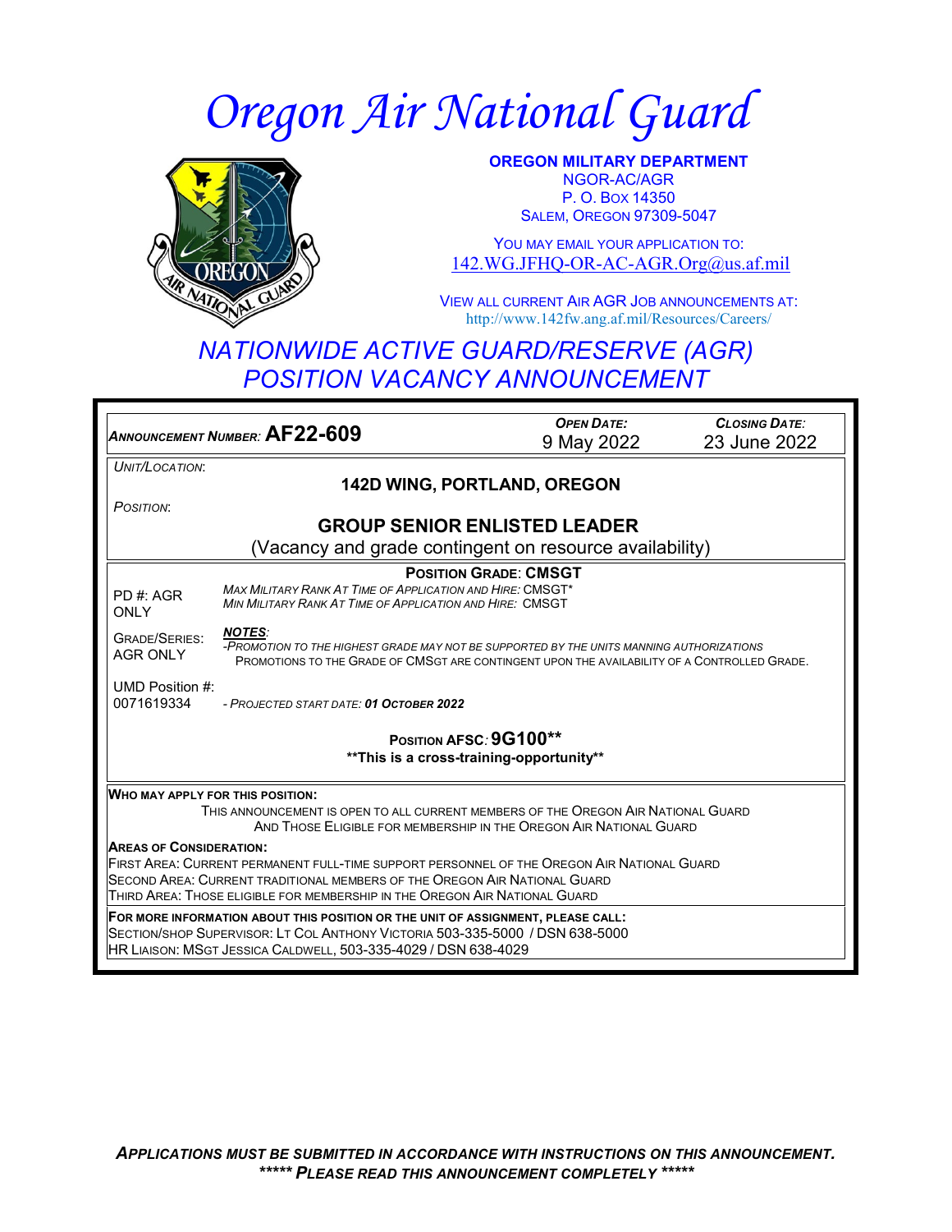# Oregon Air National Guard

**OREGON MILITARY DEPARTMENT**
NGOR-AC/AGR
P. O. BOX 14350
SALEM, OREGON 97309-5047

YOU MAY EMAIL YOUR APPLICATION TO:
142.WG.JFHQ-OR-AC-AGR.Org@us.af.mil

VIEW ALL CURRENT AIR AGR JOB ANNOUNCEMENTS AT:
http://www.142fw.ang.af.mil/Resources/Careers/

## *NATIONWIDE ACTIVE GUARD/RESERVE (AGR) POSITION VACANCY ANNOUNCEMENT*

| *ANNOUNCEMENT NUMBER:* **AF22-609** | *OPEN DATE:* 9 May 2022 | *CLOSING DATE:* 23 June 2022 |
|---|---|---|

*UNIT/LOCATION:*

**142D WING, PORTLAND, OREGON**

*POSITION:*

**GROUP SENIOR ENLISTED LEADER**
(Vacancy and grade contingent on resource availability)

**POSITION GRADE: CMSGT**

PD #: AGR ONLY

*MAX MILITARY RANK AT TIME OF APPLICATION AND HIRE:* CMSGT*
*MIN MILITARY RANK AT TIME OF APPLICATION AND HIRE:* CMSGT

GRADE/SERIES: AGR ONLY

***NOTES:***
*-PROMOTION TO THE HIGHEST GRADE MAY NOT BE SUPPORTED BY THE UNITS MANNING AUTHORIZATIONS*
PROMOTIONS TO THE GRADE OF CMSGT ARE CONTINGENT UPON THE AVAILABILITY OF A CONTROLLED GRADE.

UMD Position #: 0071619334

*- PROJECTED START DATE: **01 OCTOBER 2022***

**POSITION AFSC: 9G100****
****This is a cross-training-opportunity****

**WHO MAY APPLY FOR THIS POSITION:**
THIS ANNOUNCEMENT IS OPEN TO ALL CURRENT MEMBERS OF THE OREGON AIR NATIONAL GUARD AND THOSE ELIGIBLE FOR MEMBERSHIP IN THE OREGON AIR NATIONAL GUARD

**AREAS OF CONSIDERATION:**
FIRST AREA: CURRENT PERMANENT FULL-TIME SUPPORT PERSONNEL OF THE OREGON AIR NATIONAL GUARD
SECOND AREA: CURRENT TRADITIONAL MEMBERS OF THE OREGON AIR NATIONAL GUARD
THIRD AREA: THOSE ELIGIBLE FOR MEMBERSHIP IN THE OREGON AIR NATIONAL GUARD

**FOR MORE INFORMATION ABOUT THIS POSITION OR THE UNIT OF ASSIGNMENT, PLEASE CALL:**
SECTION/SHOP SUPERVISOR: LT COL ANTHONY VICTORIA 503-335-5000 / DSN 638-5000
HR LIAISON: MSGT JESSICA CALDWELL, 503-335-4029 / DSN 638-4029

***APPLICATIONS MUST BE SUBMITTED IN ACCORDANCE WITH INSTRUCTIONS ON THIS ANNOUNCEMENT.***
***\*\*\*\*\* PLEASE READ THIS ANNOUNCEMENT COMPLETELY \*\*\*\*\****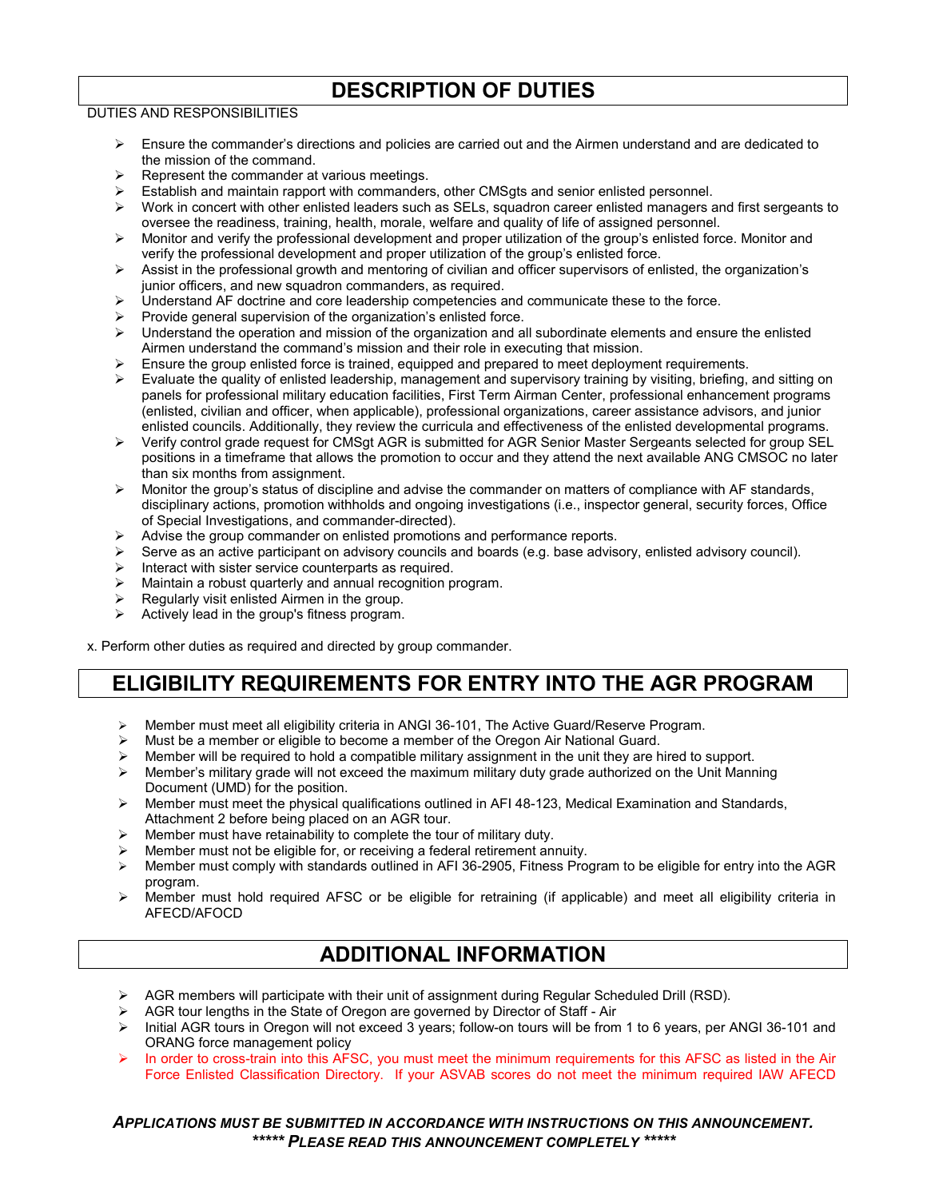# DESCRIPTION OF DUTIES

DUTIES AND RESPONSIBILITIES

- Ensure the commander's directions and policies are carried out and the Airmen understand and are dedicated to the mission of the command.
- Represent the commander at various meetings.
- Establish and maintain rapport with commanders, other CMSgts and senior enlisted personnel.
- Work in concert with other enlisted leaders such as SELs, squadron career enlisted managers and first sergeants to oversee the readiness, training, health, morale, welfare and quality of life of assigned personnel.
- Monitor and verify the professional development and proper utilization of the group's enlisted force. Monitor and verify the professional development and proper utilization of the group's enlisted force.
- Assist in the professional growth and mentoring of civilian and officer supervisors of enlisted, the organization's junior officers, and new squadron commanders, as required.
- Understand AF doctrine and core leadership competencies and communicate these to the force.
- Provide general supervision of the organization's enlisted force.
- Understand the operation and mission of the organization and all subordinate elements and ensure the enlisted Airmen understand the command's mission and their role in executing that mission.
- Ensure the group enlisted force is trained, equipped and prepared to meet deployment requirements.
- Evaluate the quality of enlisted leadership, management and supervisory training by visiting, briefing, and sitting on panels for professional military education facilities, First Term Airman Center, professional enhancement programs (enlisted, civilian and officer, when applicable), professional organizations, career assistance advisors, and junior enlisted councils. Additionally, they review the curricula and effectiveness of the enlisted developmental programs.
- Verify control grade request for CMSgt AGR is submitted for AGR Senior Master Sergeants selected for group SEL positions in a timeframe that allows the promotion to occur and they attend the next available ANG CMSOC no later than six months from assignment.
- Monitor the group's status of discipline and advise the commander on matters of compliance with AF standards, disciplinary actions, promotion withholds and ongoing investigations (i.e., inspector general, security forces, Office of Special Investigations, and commander-directed).
- Advise the group commander on enlisted promotions and performance reports.
- Serve as an active participant on advisory councils and boards (e.g. base advisory, enlisted advisory council).
- Interact with sister service counterparts as required.
- Maintain a robust quarterly and annual recognition program.
- Regularly visit enlisted Airmen in the group.
- Actively lead in the group's fitness program.

x. Perform other duties as required and directed by group commander.

# ELIGIBILITY REQUIREMENTS FOR ENTRY INTO THE AGR PROGRAM

- Member must meet all eligibility criteria in ANGI 36-101, The Active Guard/Reserve Program.
- Must be a member or eligible to become a member of the Oregon Air National Guard.
- Member will be required to hold a compatible military assignment in the unit they are hired to support.
- Member's military grade will not exceed the maximum military duty grade authorized on the Unit Manning Document (UMD) for the position.
- Member must meet the physical qualifications outlined in AFI 48-123, Medical Examination and Standards, Attachment 2 before being placed on an AGR tour.
- Member must have retainability to complete the tour of military duty.
- Member must not be eligible for, or receiving a federal retirement annuity.
- Member must comply with standards outlined in AFI 36-2905, Fitness Program to be eligible for entry into the AGR program.
- Member must hold required AFSC or be eligible for retraining (if applicable) and meet all eligibility criteria in AFECD/AFOCD

# ADDITIONAL INFORMATION

- AGR members will participate with their unit of assignment during Regular Scheduled Drill (RSD).
- AGR tour lengths in the State of Oregon are governed by Director of Staff - Air
- Initial AGR tours in Oregon will not exceed 3 years; follow-on tours will be from 1 to 6 years, per ANGI 36-101 and ORANG force management policy
- In order to cross-train into this AFSC, you must meet the minimum requirements for this AFSC as listed in the Air Force Enlisted Classification Directory. If your ASVAB scores do not meet the minimum required IAW AFECD

***APPLICATIONS MUST BE SUBMITTED IN ACCORDANCE WITH INSTRUCTIONS ON THIS ANNOUNCEMENT.***
***\*\*\*\*\* PLEASE READ THIS ANNOUNCEMENT COMPLETELY \*\*\*\*\****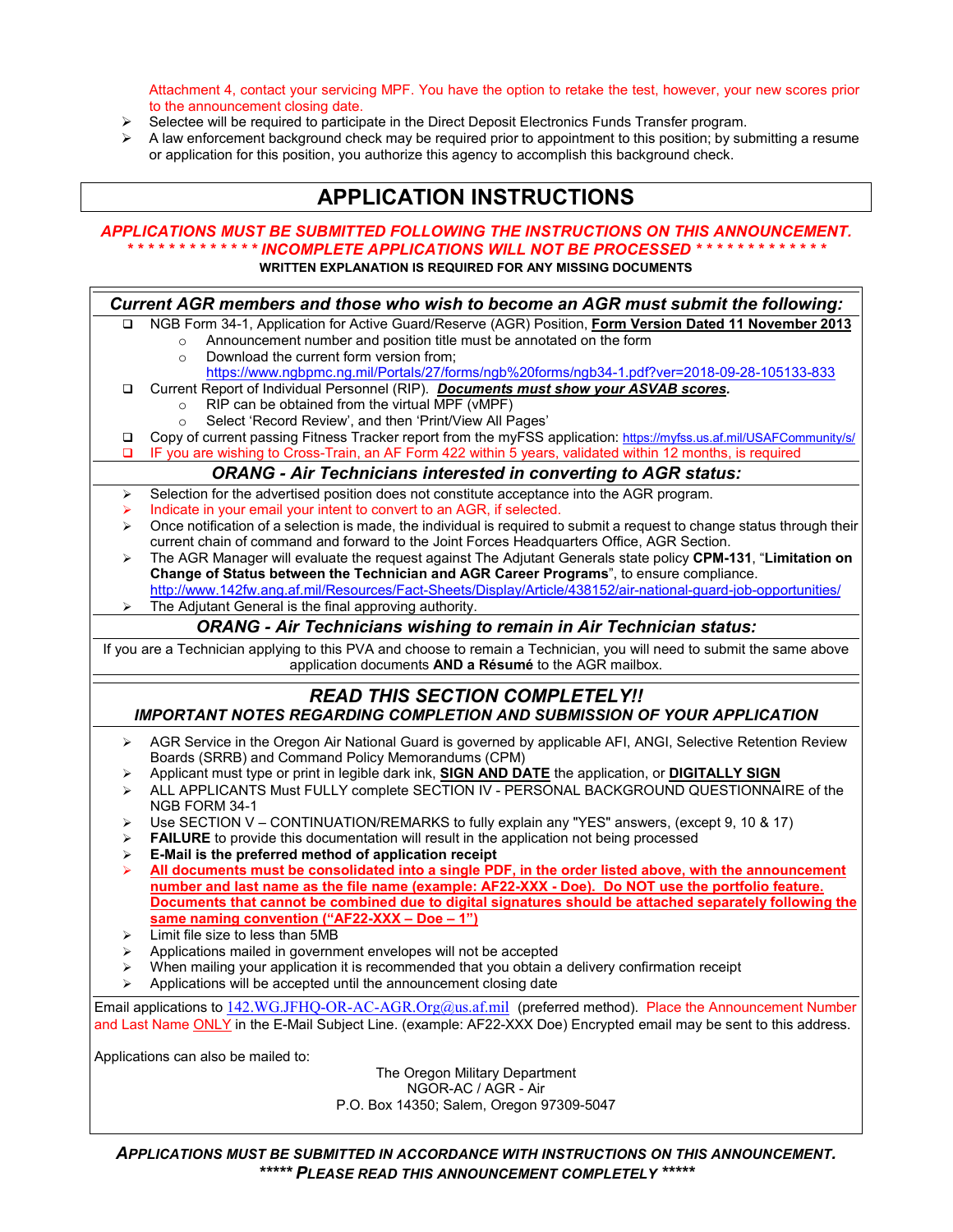Attachment 4, contact your servicing MPF. You have the option to retake the test, however, your new scores prior to the announcement closing date.

- Selectee will be required to participate in the Direct Deposit Electronics Funds Transfer program.
- A law enforcement background check may be required prior to appointment to this position; by submitting a resume or application for this position, you authorize this agency to accomplish this background check.

# APPLICATION INSTRUCTIONS

***APPLICATIONS MUST BE SUBMITTED FOLLOWING THE INSTRUCTIONS ON THIS ANNOUNCEMENT.***

***\* \* \* \* \* \* \* \* \* \* \* \* \* INCOMPLETE APPLICATIONS WILL NOT BE PROCESSED \* \* \* \* \* \* \* \* \* \* \* \* \****

**WRITTEN EXPLANATION IS REQUIRED FOR ANY MISSING DOCUMENTS**

## *Current AGR members and those who wish to become an AGR must submit the following:*

- ❑ NGB Form 34-1, Application for Active Guard/Reserve (AGR) Position, **Form Version Dated 11 November 2013**
  - Announcement number and position title must be annotated on the form
  - Download the current form version from; https://www.ngbpmc.ng.mil/Portals/27/forms/ngb%20forms/ngb34-1.pdf?ver=2018-09-28-105133-833
- ❑ Current Report of Individual Personnel (RIP). ***Documents must show your ASVAB scores.***
  - RIP can be obtained from the virtual MPF (vMPF)
  - Select 'Record Review', and then 'Print/View All Pages'
- ❑ Copy of current passing Fitness Tracker report from the myFSS application: https://myfss.us.af.mil/USAFCommunity/s/
- ❑ IF you are wishing to Cross-Train, an AF Form 422 within 5 years, validated within 12 months, is required

## *ORANG - Air Technicians interested in converting to AGR status:*

- Selection for the advertised position does not constitute acceptance into the AGR program.
- Indicate in your email your intent to convert to an AGR, if selected.
- Once notification of a selection is made, the individual is required to submit a request to change status through their current chain of command and forward to the Joint Forces Headquarters Office, AGR Section.
- The AGR Manager will evaluate the request against The Adjutant Generals state policy **CPM-131**, "**Limitation on Change of Status between the Technician and AGR Career Programs**", to ensure compliance. http://www.142fw.ang.af.mil/Resources/Fact-Sheets/Display/Article/438152/air-national-guard-job-opportunities/
- The Adjutant General is the final approving authority.

## *ORANG - Air Technicians wishing to remain in Air Technician status:*

If you are a Technician applying to this PVA and choose to remain a Technician, you will need to submit the same above application documents **AND a Résumé** to the AGR mailbox.

## *READ THIS SECTION COMPLETELY!!*

### *IMPORTANT NOTES REGARDING COMPLETION AND SUBMISSION OF YOUR APPLICATION*

- AGR Service in the Oregon Air National Guard is governed by applicable AFI, ANGI, Selective Retention Review Boards (SRRB) and Command Policy Memorandums (CPM)
- Applicant must type or print in legible dark ink, **SIGN AND DATE** the application, or **DIGITALLY SIGN**
- ALL APPLICANTS Must FULLY complete SECTION IV - PERSONAL BACKGROUND QUESTIONNAIRE of the NGB FORM 34-1
- Use SECTION V – CONTINUATION/REMARKS to fully explain any "YES" answers, (except 9, 10 & 17)
- **FAILURE** to provide this documentation will result in the application not being processed
- **E-Mail is the preferred method of application receipt**
- **All documents must be consolidated into a single PDF, in the order listed above, with the announcement number and last name as the file name (example: AF22-XXX - Doe). Do NOT use the portfolio feature. Documents that cannot be combined due to digital signatures should be attached separately following the same naming convention ("AF22-XXX – Doe – 1")**
- Limit file size to less than 5MB
- Applications mailed in government envelopes will not be accepted
- When mailing your application it is recommended that you obtain a delivery confirmation receipt
- Applications will be accepted until the announcement closing date

Email applications to 142.WG.JFHQ-OR-AC-AGR.Org@us.af.mil (preferred method). Place the Announcement Number and Last Name ONLY in the E-Mail Subject Line. (example: AF22-XXX Doe) Encrypted email may be sent to this address.

Applications can also be mailed to:

The Oregon Military Department
NGOR-AC / AGR - Air
P.O. Box 14350; Salem, Oregon 97309-5047

***APPLICATIONS MUST BE SUBMITTED IN ACCORDANCE WITH INSTRUCTIONS ON THIS ANNOUNCEMENT.***

***\*\*\*\*\* PLEASE READ THIS ANNOUNCEMENT COMPLETELY \*\*\*\*\****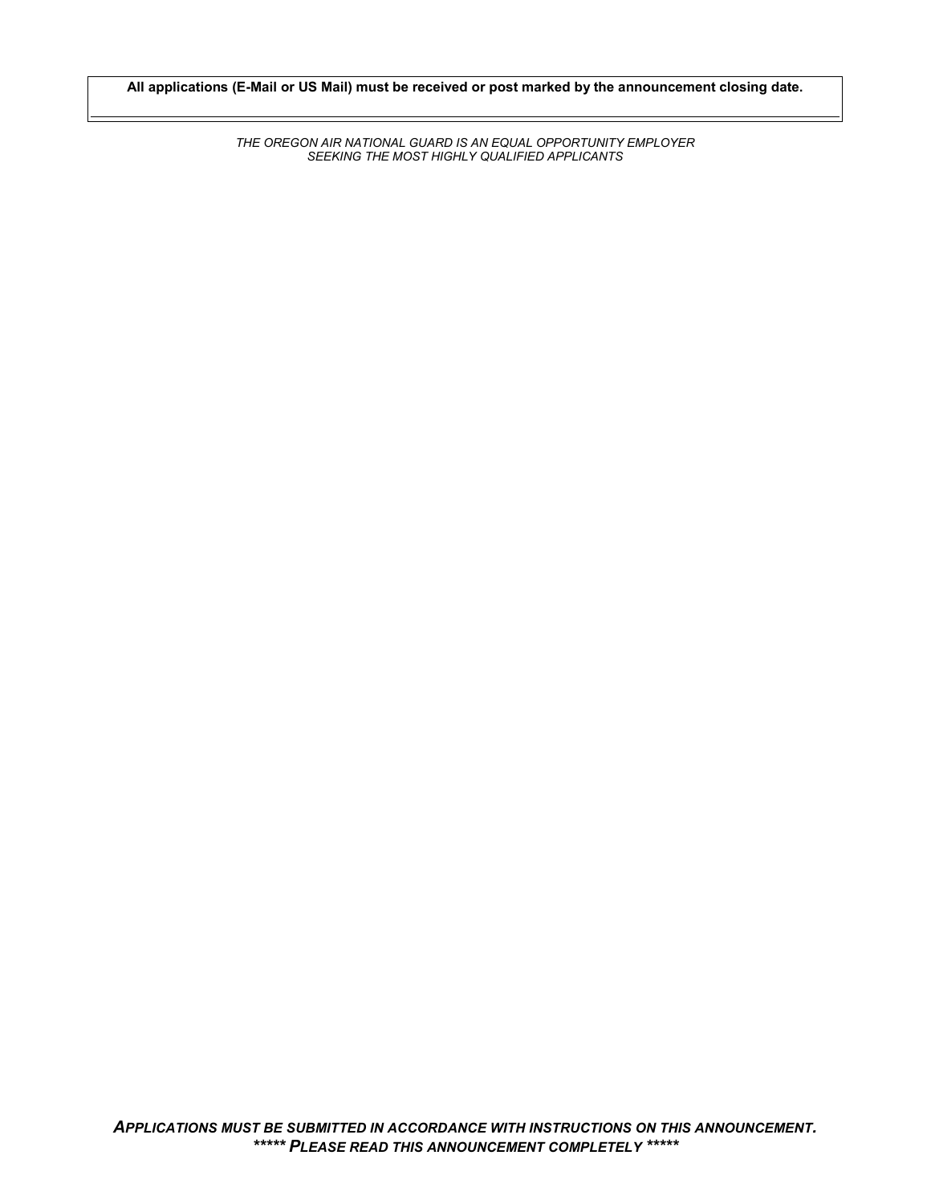**All applications (E-Mail or US Mail) must be received or post marked by the announcement closing date.**

*THE OREGON AIR NATIONAL GUARD IS AN EQUAL OPPORTUNITY EMPLOYER SEEKING THE MOST HIGHLY QUALIFIED APPLICANTS*

***APPLICATIONS MUST BE SUBMITTED IN ACCORDANCE WITH INSTRUCTIONS ON THIS ANNOUNCEMENT.***

***\*\*\*\*\* PLEASE READ THIS ANNOUNCEMENT COMPLETELY \*\*\*\*\****